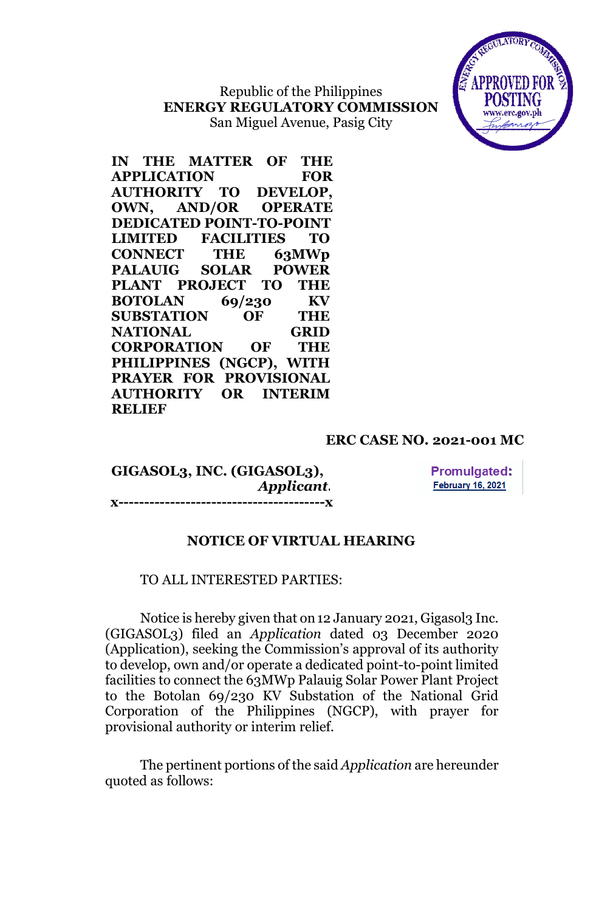Republic of the Philippines
**ENERGY REGULATORY COMMISSION**
San Miguel Avenue, Pasig City

ENERGY REGULATORY COMMISSION
APPROVED FOR POSTING
www.erc.gov.ph

**IN THE MATTER OF THE APPLICATION FOR AUTHORITY TO DEVELOP, OWN, AND/OR OPERATE DEDICATED POINT-TO-POINT LIMITED FACILITIES TO CONNECT THE 63MWp PALAUIG SOLAR POWER PLANT PROJECT TO THE BOTOLAN 69/230 KV SUBSTATION OF THE NATIONAL GRID CORPORATION OF THE PHILIPPINES (NGCP), WITH PRAYER FOR PROVISIONAL AUTHORITY OR INTERIM RELIEF**

**ERC CASE NO. 2021-001 MC**

**GIGASOL3, INC. (GIGASOL3),**
*Applicant.*

**Promulgated:**
February 16, 2021

**x----------------------------------------x**

## NOTICE OF VIRTUAL HEARING

TO ALL INTERESTED PARTIES:

Notice is hereby given that on 12 January 2021, Gigasol3 Inc. (GIGASOL3) filed an *Application* dated 03 December 2020 (Application), seeking the Commission's approval of its authority to develop, own and/or operate a dedicated point-to-point limited facilities to connect the 63MWp Palauig Solar Power Plant Project to the Botolan 69/230 KV Substation of the National Grid Corporation of the Philippines (NGCP), with prayer for provisional authority or interim relief.

The pertinent portions of the said *Application* are hereunder quoted as follows: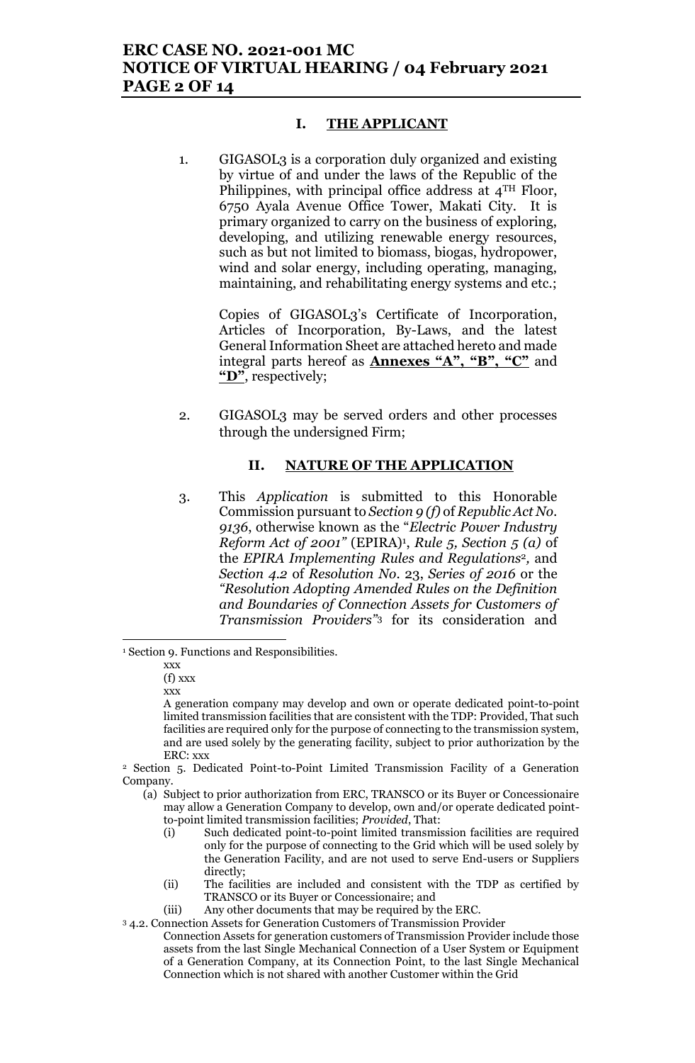## I. THE APPLICANT

1. GIGASOL3 is a corporation duly organized and existing by virtue of and under the laws of the Republic of the Philippines, with principal office address at 4TH Floor, 6750 Ayala Avenue Office Tower, Makati City. It is primary organized to carry on the business of exploring, developing, and utilizing renewable energy resources, such as but not limited to biomass, biogas, hydropower, wind and solar energy, including operating, managing, maintaining, and rehabilitating energy systems and etc.;

   Copies of GIGASOL3's Certificate of Incorporation, Articles of Incorporation, By-Laws, and the latest General Information Sheet are attached hereto and made integral parts hereof as **Annexes "A", "B", "C"** and **"D"**, respectively;

2. GIGASOL3 may be served orders and other processes through the undersigned Firm;

## II. NATURE OF THE APPLICATION

3. This *Application* is submitted to this Honorable Commission pursuant to *Section 9 (f)* of *Republic Act No. 9136*, otherwise known as the "*Electric Power Industry Reform Act of 2001"* (EPIRA)[1], *Rule 5, Section 5 (a)* of the *EPIRA Implementing Rules and Regulations*[2], and *Section 4.2* of *Resolution No. 23, Series of 2016* or the *"Resolution Adopting Amended Rules on the Definition and Boundaries of Connection Assets for Customers of Transmission Providers"*[3] for its consideration and

---

[1] Section 9. Functions and Responsibilities.

xxx

(f) xxx

xxx

A generation company may develop and own or operate dedicated point-to-point limited transmission facilities that are consistent with the TDP: Provided, That such facilities are required only for the purpose of connecting to the transmission system, and are used solely by the generating facility, subject to prior authorization by the ERC: xxx

[2] Section 5. Dedicated Point-to-Point Limited Transmission Facility of a Generation Company.

(a) Subject to prior authorization from ERC, TRANSCO or its Buyer or Concessionaire may allow a Generation Company to develop, own and/or operate dedicated point-to-point limited transmission facilities; *Provided*, That:

(i) Such dedicated point-to-point limited transmission facilities are required only for the purpose of connecting to the Grid which will be used solely by the Generation Facility, and are not used to serve End-users or Suppliers directly;

(ii) The facilities are included and consistent with the TDP as certified by TRANSCO or its Buyer or Concessionaire; and

(iii) Any other documents that may be required by the ERC.

[3] 4.2. Connection Assets for Generation Customers of Transmission Provider

Connection Assets for generation customers of Transmission Provider include those assets from the last Single Mechanical Connection of a User System or Equipment of a Generation Company, at its Connection Point, to the last Single Mechanical Connection which is not shared with another Customer within the Grid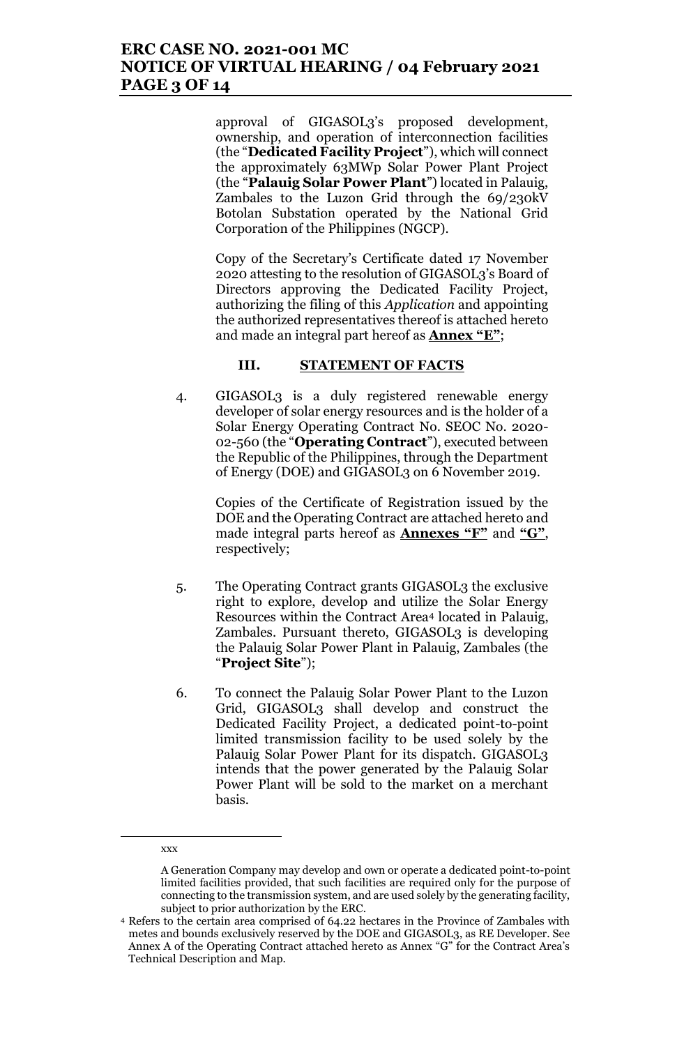approval of GIGASOL3's proposed development, ownership, and operation of interconnection facilities (the "**Dedicated Facility Project**"), which will connect the approximately 63MWp Solar Power Plant Project (the "**Palauig Solar Power Plant**") located in Palauig, Zambales to the Luzon Grid through the 69/230kV Botolan Substation operated by the National Grid Corporation of the Philippines (NGCP).

Copy of the Secretary's Certificate dated 17 November 2020 attesting to the resolution of GIGASOL3's Board of Directors approving the Dedicated Facility Project, authorizing the filing of this *Application* and appointing the authorized representatives thereof is attached hereto and made an integral part hereof as **Annex "E"**;

## III. STATEMENT OF FACTS

4. GIGASOL3 is a duly registered renewable energy developer of solar energy resources and is the holder of a Solar Energy Operating Contract No. SEOC No. 2020-02-560 (the "**Operating Contract**"), executed between the Republic of the Philippines, through the Department of Energy (DOE) and GIGASOL3 on 6 November 2019.

   Copies of the Certificate of Registration issued by the DOE and the Operating Contract are attached hereto and made integral parts hereof as **Annexes "F"** and **"G"**, respectively;

5. The Operating Contract grants GIGASOL3 the exclusive right to explore, develop and utilize the Solar Energy Resources within the Contract Area[4] located in Palauig, Zambales. Pursuant thereto, GIGASOL3 is developing the Palauig Solar Power Plant in Palauig, Zambales (the "**Project Site**");

6. To connect the Palauig Solar Power Plant to the Luzon Grid, GIGASOL3 shall develop and construct the Dedicated Facility Project, a dedicated point-to-point limited transmission facility to be used solely by the Palauig Solar Power Plant for its dispatch. GIGASOL3 intends that the power generated by the Palauig Solar Power Plant will be sold to the market on a merchant basis.

---

xxx

A Generation Company may develop and own or operate a dedicated point-to-point limited facilities provided, that such facilities are required only for the purpose of connecting to the transmission system, and are used solely by the generating facility, subject to prior authorization by the ERC.

[4] Refers to the certain area comprised of 64.22 hectares in the Province of Zambales with metes and bounds exclusively reserved by the DOE and GIGASOL3, as RE Developer. See Annex A of the Operating Contract attached hereto as Annex "G" for the Contract Area's Technical Description and Map.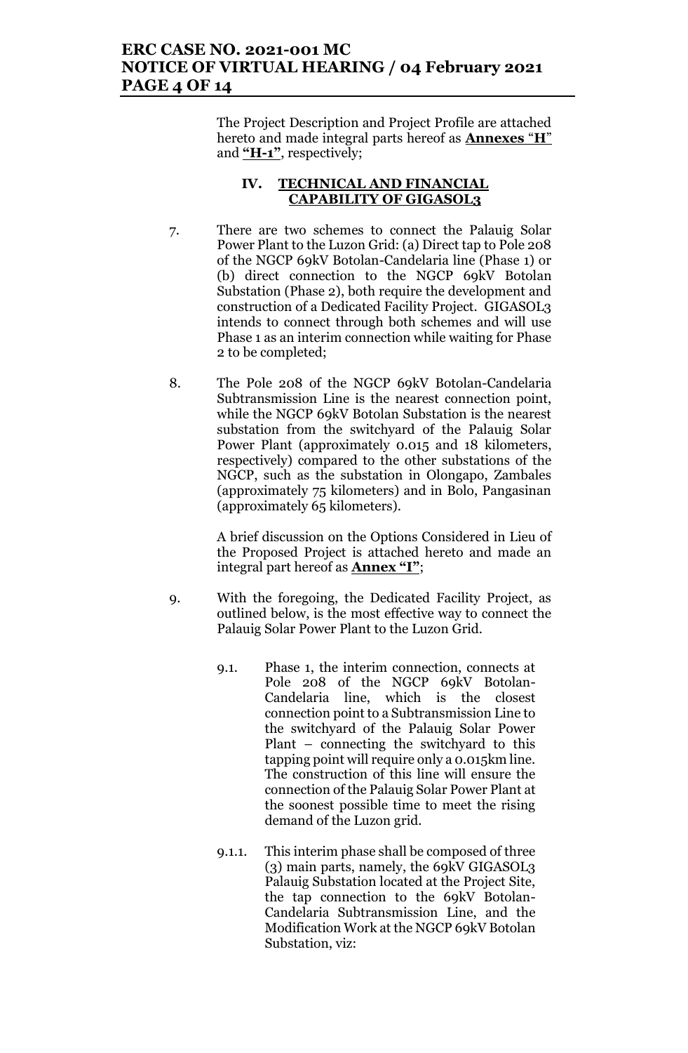The Project Description and Project Profile are attached hereto and made integral parts hereof as **Annexes "H"** and **"H-1"**, respectively;

## IV. TECHNICAL AND FINANCIAL CAPABILITY OF GIGASOL3

7. There are two schemes to connect the Palauig Solar Power Plant to the Luzon Grid: (a) Direct tap to Pole 208 of the NGCP 69kV Botolan-Candelaria line (Phase 1) or (b) direct connection to the NGCP 69kV Botolan Substation (Phase 2), both require the development and construction of a Dedicated Facility Project. GIGASOL3 intends to connect through both schemes and will use Phase 1 as an interim connection while waiting for Phase 2 to be completed;

8. The Pole 208 of the NGCP 69kV Botolan-Candelaria Subtransmission Line is the nearest connection point, while the NGCP 69kV Botolan Substation is the nearest substation from the switchyard of the Palauig Solar Power Plant (approximately 0.015 and 18 kilometers, respectively) compared to the other substations of the NGCP, such as the substation in Olongapo, Zambales (approximately 75 kilometers) and in Bolo, Pangasinan (approximately 65 kilometers).

   A brief discussion on the Options Considered in Lieu of the Proposed Project is attached hereto and made an integral part hereof as **Annex "I"**;

9. With the foregoing, the Dedicated Facility Project, as outlined below, is the most effective way to connect the Palauig Solar Power Plant to the Luzon Grid.

   9.1. Phase 1, the interim connection, connects at Pole 208 of the NGCP 69kV Botolan-Candelaria line, which is the closest connection point to a Subtransmission Line to the switchyard of the Palauig Solar Power Plant – connecting the switchyard to this tapping point will require only a 0.015km line. The construction of this line will ensure the connection of the Palauig Solar Power Plant at the soonest possible time to meet the rising demand of the Luzon grid.

   9.1.1. This interim phase shall be composed of three (3) main parts, namely, the 69kV GIGASOL3 Palauig Substation located at the Project Site, the tap connection to the 69kV Botolan-Candelaria Subtransmission Line, and the Modification Work at the NGCP 69kV Botolan Substation, viz: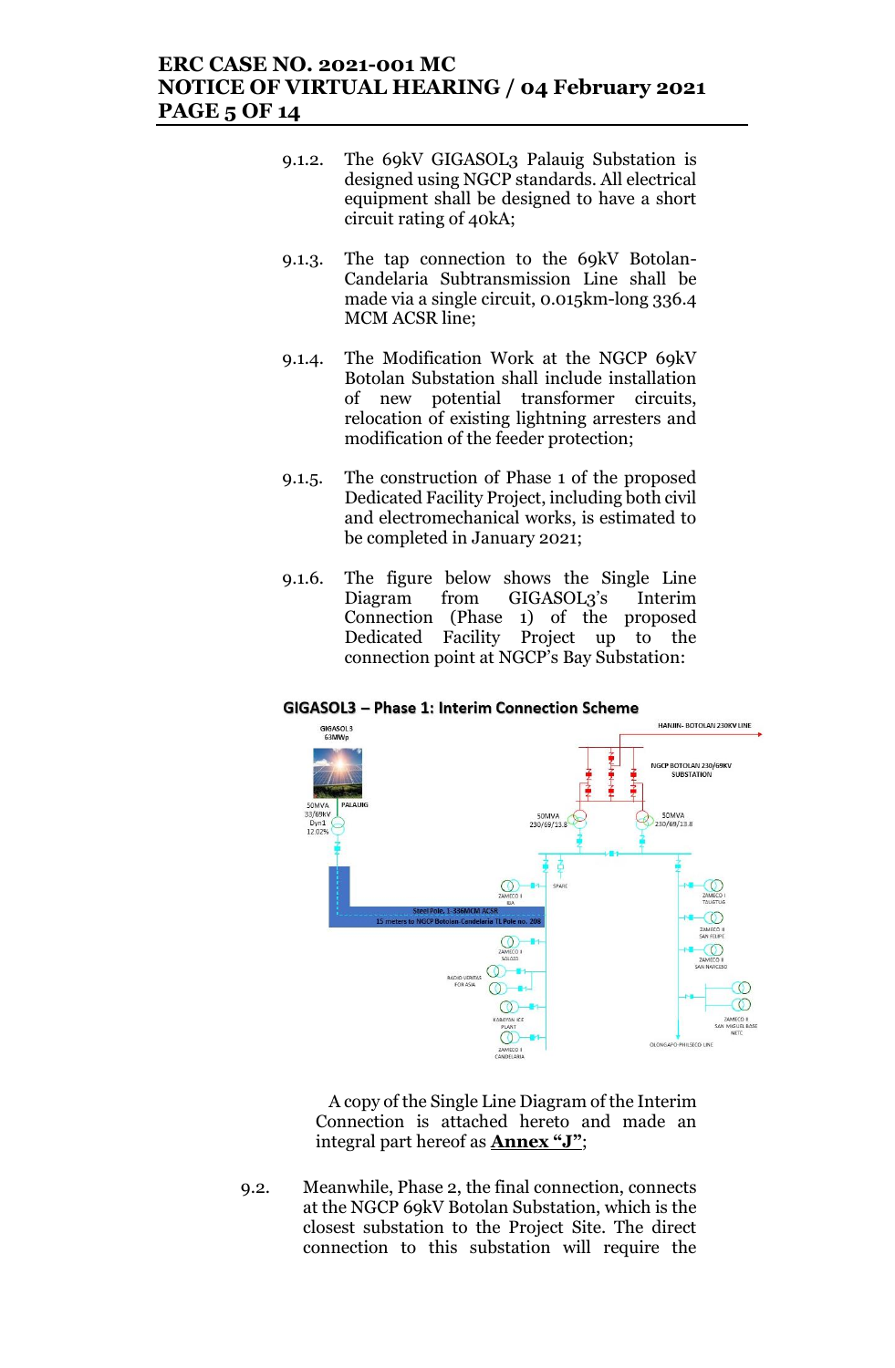9.1.2. The 69kV GIGASOL3 Palauig Substation is designed using NGCP standards. All electrical equipment shall be designed to have a short circuit rating of 40kA;

9.1.3. The tap connection to the 69kV Botolan-Candelaria Subtransmission Line shall be made via a single circuit, 0.015km-long 336.4 MCM ACSR line;

9.1.4. The Modification Work at the NGCP 69kV Botolan Substation shall include installation of new potential transformer circuits, relocation of existing lightning arresters and modification of the feeder protection;

9.1.5. The construction of Phase 1 of the proposed Dedicated Facility Project, including both civil and electromechanical works, is estimated to be completed in January 2021;

9.1.6. The figure below shows the Single Line Diagram from GIGASOL3's Interim Connection (Phase 1) of the proposed Dedicated Facility Project up to the connection point at NGCP's Bay Substation:

**GIGASOL3 – Phase 1: Interim Connection Scheme**

A copy of the Single Line Diagram of the Interim Connection is attached hereto and made an integral part hereof as **Annex "J"**;

9.2. Meanwhile, Phase 2, the final connection, connects at the NGCP 69kV Botolan Substation, which is the closest substation to the Project Site. The direct connection to this substation will require the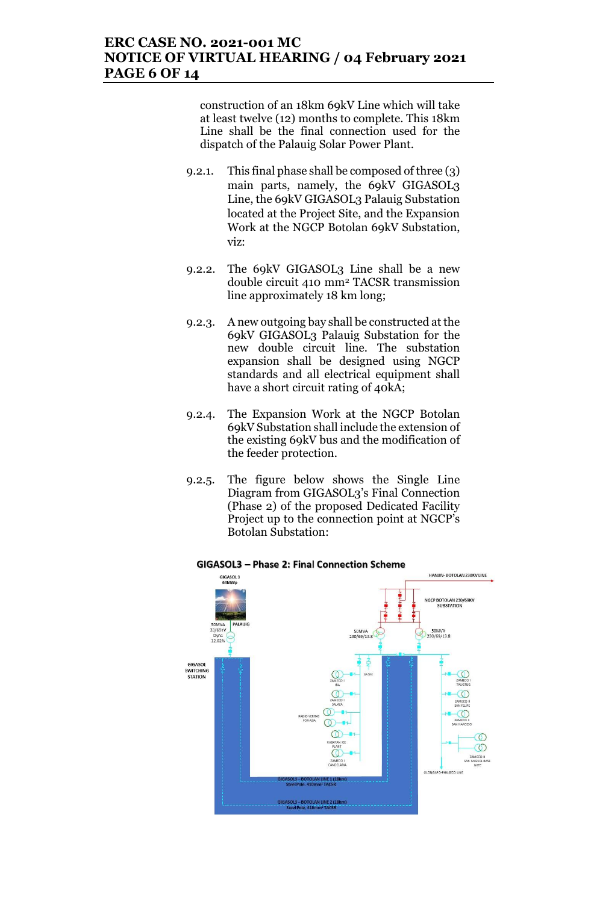construction of an 18km 69kV Line which will take at least twelve (12) months to complete. This 18km Line shall be the final connection used for the dispatch of the Palauig Solar Power Plant.

9.2.1. This final phase shall be composed of three (3) main parts, namely, the 69kV GIGASOL3 Line, the 69kV GIGASOL3 Palauig Substation located at the Project Site, and the Expansion Work at the NGCP Botolan 69kV Substation, viz:

9.2.2. The 69kV GIGASOL3 Line shall be a new double circuit 410 mm² TACSR transmission line approximately 18 km long;

9.2.3. A new outgoing bay shall be constructed at the 69kV GIGASOL3 Palauig Substation for the new double circuit line. The substation expansion shall be designed using NGCP standards and all electrical equipment shall have a short circuit rating of 40kA;

9.2.4. The Expansion Work at the NGCP Botolan 69kV Substation shall include the extension of the existing 69kV bus and the modification of the feeder protection.

9.2.5. The figure below shows the Single Line Diagram from GIGASOL3's Final Connection (Phase 2) of the proposed Dedicated Facility Project up to the connection point at NGCP's Botolan Substation:

**GIGASOL3 – Phase 2: Final Connection Scheme**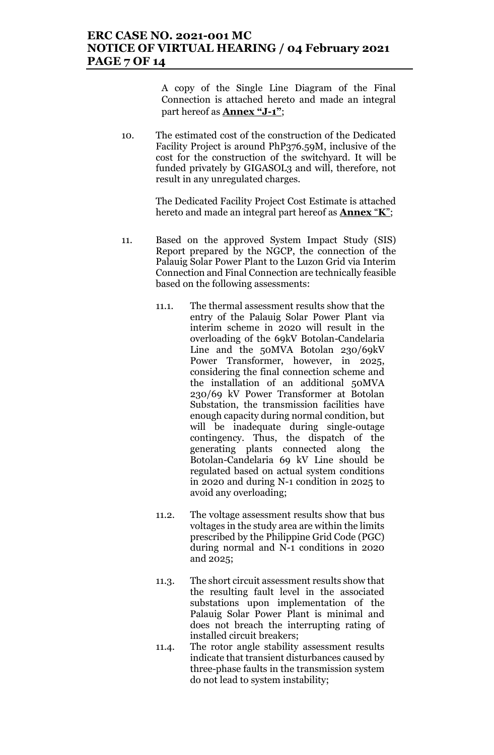A copy of the Single Line Diagram of the Final Connection is attached hereto and made an integral part hereof as **Annex "J-1"**;

10. The estimated cost of the construction of the Dedicated Facility Project is around PhP376.59M, inclusive of the cost for the construction of the switchyard. It will be funded privately by GIGASOL3 and will, therefore, not result in any unregulated charges.

    The Dedicated Facility Project Cost Estimate is attached hereto and made an integral part hereof as **Annex "K"**;

11. Based on the approved System Impact Study (SIS) Report prepared by the NGCP, the connection of the Palauig Solar Power Plant to the Luzon Grid via Interim Connection and Final Connection are technically feasible based on the following assessments:

    11.1. The thermal assessment results show that the entry of the Palauig Solar Power Plant via interim scheme in 2020 will result in the overloading of the 69kV Botolan-Candelaria Line and the 50MVA Botolan 230/69kV Power Transformer, however, in 2025, considering the final connection scheme and the installation of an additional 50MVA 230/69 kV Power Transformer at Botolan Substation, the transmission facilities have enough capacity during normal condition, but will be inadequate during single-outage contingency. Thus, the dispatch of the generating plants connected along the Botolan-Candelaria 69 kV Line should be regulated based on actual system conditions in 2020 and during N-1 condition in 2025 to avoid any overloading;

    11.2. The voltage assessment results show that bus voltages in the study area are within the limits prescribed by the Philippine Grid Code (PGC) during normal and N-1 conditions in 2020 and 2025;

    11.3. The short circuit assessment results show that the resulting fault level in the associated substations upon implementation of the Palauig Solar Power Plant is minimal and does not breach the interrupting rating of installed circuit breakers;

    11.4. The rotor angle stability assessment results indicate that transient disturbances caused by three-phase faults in the transmission system do not lead to system instability;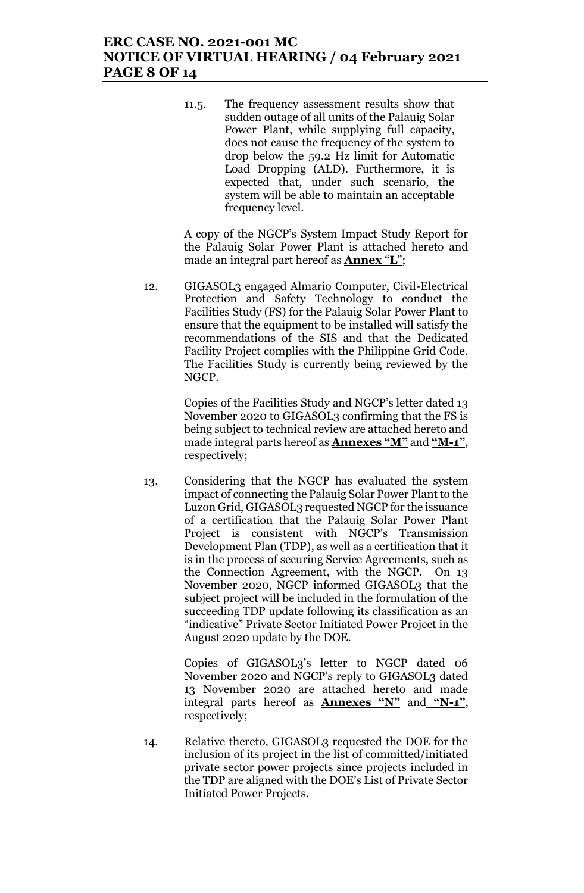11.5. The frequency assessment results show that sudden outage of all units of the Palauig Solar Power Plant, while supplying full capacity, does not cause the frequency of the system to drop below the 59.2 Hz limit for Automatic Load Dropping (ALD). Furthermore, it is expected that, under such scenario, the system will be able to maintain an acceptable frequency level.

A copy of the NGCP's System Impact Study Report for the Palauig Solar Power Plant is attached hereto and made an integral part hereof as **Annex "L"**;

12. GIGASOL3 engaged Almario Computer, Civil-Electrical Protection and Safety Technology to conduct the Facilities Study (FS) for the Palauig Solar Power Plant to ensure that the equipment to be installed will satisfy the recommendations of the SIS and that the Dedicated Facility Project complies with the Philippine Grid Code. The Facilities Study is currently being reviewed by the NGCP.

    Copies of the Facilities Study and NGCP's letter dated 13 November 2020 to GIGASOL3 confirming that the FS is being subject to technical review are attached hereto and made integral parts hereof as **Annexes "M"** and **"M-1"**, respectively;

13. Considering that the NGCP has evaluated the system impact of connecting the Palauig Solar Power Plant to the Luzon Grid, GIGASOL3 requested NGCP for the issuance of a certification that the Palauig Solar Power Plant Project is consistent with NGCP's Transmission Development Plan (TDP), as well as a certification that it is in the process of securing Service Agreements, such as the Connection Agreement, with the NGCP. On 13 November 2020, NGCP informed GIGASOL3 that the subject project will be included in the formulation of the succeeding TDP update following its classification as an "indicative" Private Sector Initiated Power Project in the August 2020 update by the DOE.

    Copies of GIGASOL3's letter to NGCP dated 06 November 2020 and NGCP's reply to GIGASOL3 dated 13 November 2020 are attached hereto and made integral parts hereof as **Annexes "N"** and **"N-1"**, respectively;

14. Relative thereto, GIGASOL3 requested the DOE for the inclusion of its project in the list of committed/initiated private sector power projects since projects included in the TDP are aligned with the DOE's List of Private Sector Initiated Power Projects.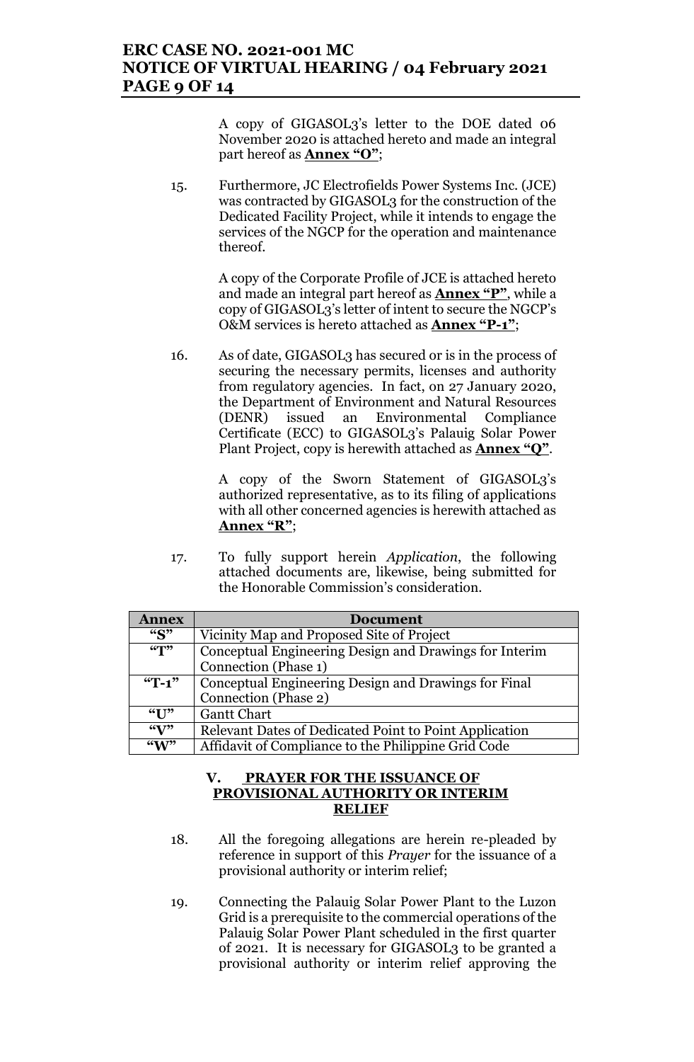A copy of GIGASOL3's letter to the DOE dated 06 November 2020 is attached hereto and made an integral part hereof as **Annex "O"**;

15. Furthermore, JC Electrofields Power Systems Inc. (JCE) was contracted by GIGASOL3 for the construction of the Dedicated Facility Project, while it intends to engage the services of the NGCP for the operation and maintenance thereof.

    A copy of the Corporate Profile of JCE is attached hereto and made an integral part hereof as **Annex "P"**, while a copy of GIGASOL3's letter of intent to secure the NGCP's O&M services is hereto attached as **Annex "P-1"**;

16. As of date, GIGASOL3 has secured or is in the process of securing the necessary permits, licenses and authority from regulatory agencies. In fact, on 27 January 2020, the Department of Environment and Natural Resources (DENR) issued an Environmental Compliance Certificate (ECC) to GIGASOL3's Palauig Solar Power Plant Project, copy is herewith attached as **Annex "Q"**.

    A copy of the Sworn Statement of GIGASOL3's authorized representative, as to its filing of applications with all other concerned agencies is herewith attached as **Annex "R"**;

17. To fully support herein *Application*, the following attached documents are, likewise, being submitted for the Honorable Commission's consideration.

| Annex | Document |
|---|---|
| "S" | Vicinity Map and Proposed Site of Project |
| "T" | Conceptual Engineering Design and Drawings for Interim Connection (Phase 1) |
| "T-1" | Conceptual Engineering Design and Drawings for Final Connection (Phase 2) |
| "U" | Gantt Chart |
| "V" | Relevant Dates of Dedicated Point to Point Application |
| "W" | Affidavit of Compliance to the Philippine Grid Code |

## V. PRAYER FOR THE ISSUANCE OF PROVISIONAL AUTHORITY OR INTERIM RELIEF

18. All the foregoing allegations are herein re-pleaded by reference in support of this *Prayer* for the issuance of a provisional authority or interim relief;

19. Connecting the Palauig Solar Power Plant to the Luzon Grid is a prerequisite to the commercial operations of the Palauig Solar Power Plant scheduled in the first quarter of 2021. It is necessary for GIGASOL3 to be granted a provisional authority or interim relief approving the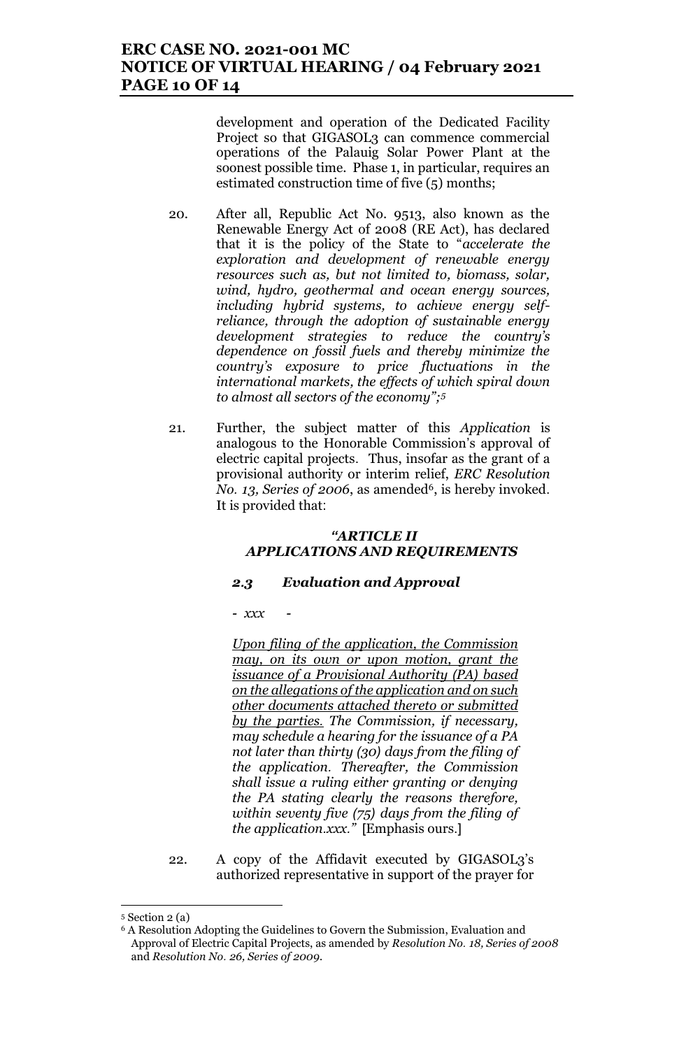development and operation of the Dedicated Facility Project so that GIGASOL3 can commence commercial operations of the Palauig Solar Power Plant at the soonest possible time. Phase 1, in particular, requires an estimated construction time of five (5) months;

20. After all, Republic Act No. 9513, also known as the Renewable Energy Act of 2008 (RE Act), has declared that it is the policy of the State to "*accelerate the exploration and development of renewable energy resources such as, but not limited to, biomass, solar, wind, hydro, geothermal and ocean energy sources, including hybrid systems, to achieve energy self-reliance, through the adoption of sustainable energy development strategies to reduce the country's dependence on fossil fuels and thereby minimize the country's exposure to price fluctuations in the international markets, the effects of which spiral down to almost all sectors of the economy";*[5]

21. Further, the subject matter of this *Application* is analogous to the Honorable Commission's approval of electric capital projects. Thus, insofar as the grant of a provisional authority or interim relief, *ERC Resolution No. 13, Series of 2006*, as amended[6], is hereby invoked. It is provided that:

***"ARTICLE II***
***APPLICATIONS AND REQUIREMENTS***

***2.3 Evaluation and Approval***

*- xxx -*

*Upon filing of the application, the Commission may, on its own or upon motion, grant the issuance of a Provisional Authority (PA) based on the allegations of the application and on such other documents attached thereto or submitted by the parties. The Commission, if necessary, may schedule a hearing for the issuance of a PA not later than thirty (30) days from the filing of the application. Thereafter, the Commission shall issue a ruling either granting or denying the PA stating clearly the reasons therefore, within seventy five (75) days from the filing of the application.xxx."* [Emphasis ours.]

22. A copy of the Affidavit executed by GIGASOL3's authorized representative in support of the prayer for

---

[5] Section 2 (a)

[6] A Resolution Adopting the Guidelines to Govern the Submission, Evaluation and Approval of Electric Capital Projects, as amended by *Resolution No. 18, Series of 2008* and *Resolution No. 26, Series of 2009*.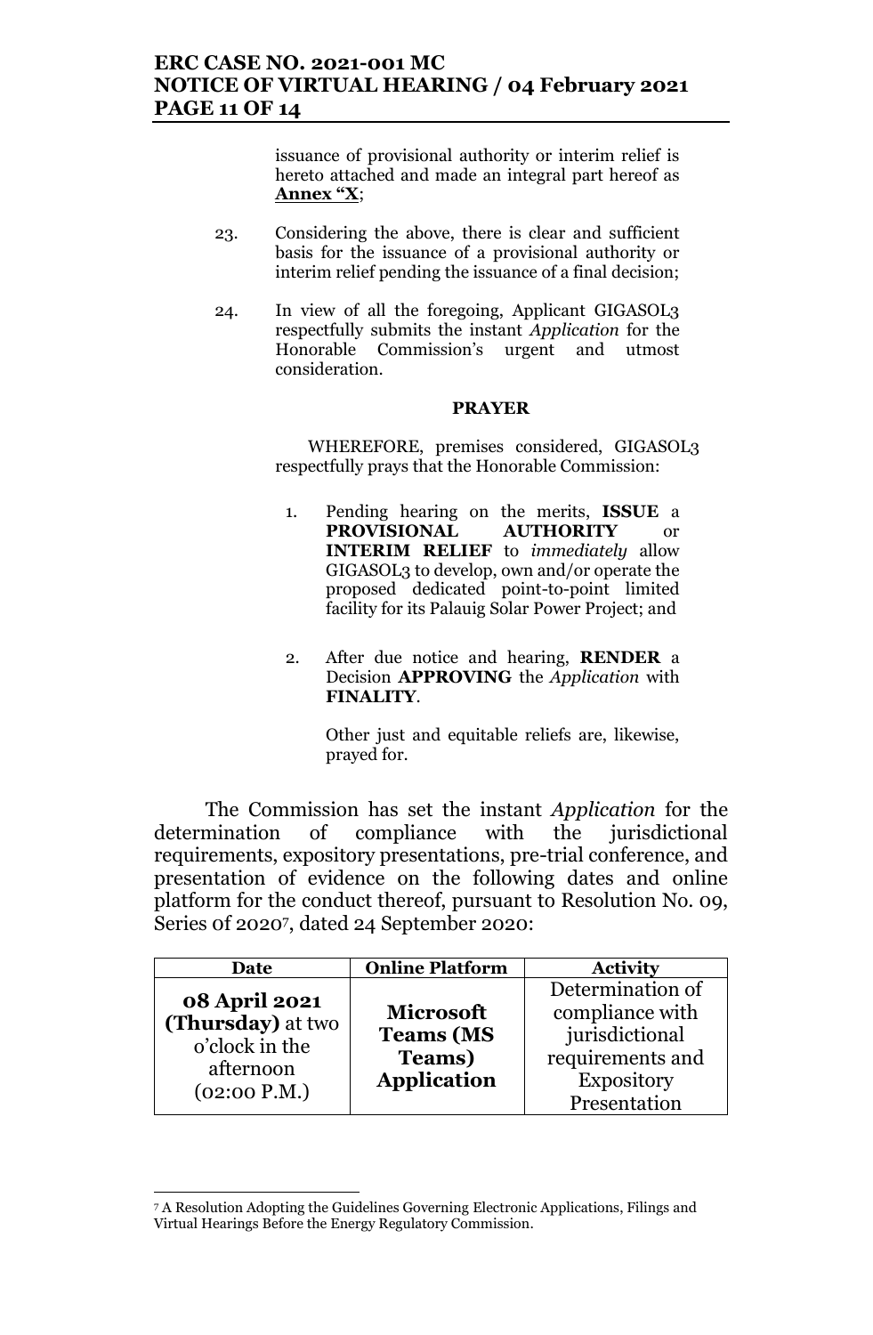issuance of provisional authority or interim relief is hereto attached and made an integral part hereof as **Annex "X**;

23. Considering the above, there is clear and sufficient basis for the issuance of a provisional authority or interim relief pending the issuance of a final decision;

24. In view of all the foregoing, Applicant GIGASOL3 respectfully submits the instant *Application* for the Honorable Commission's urgent and utmost consideration.

**PRAYER**

WHEREFORE, premises considered, GIGASOL3 respectfully prays that the Honorable Commission:

1. Pending hearing on the merits, **ISSUE** a **PROVISIONAL AUTHORITY** or **INTERIM RELIEF** to *immediately* allow GIGASOL3 to develop, own and/or operate the proposed dedicated point-to-point limited facility for its Palauig Solar Power Project; and

2. After due notice and hearing, **RENDER** a Decision **APPROVING** the *Application* with **FINALITY**.

   Other just and equitable reliefs are, likewise, prayed for.

The Commission has set the instant *Application* for the determination of compliance with the jurisdictional requirements, expository presentations, pre-trial conference, and presentation of evidence on the following dates and online platform for the conduct thereof, pursuant to Resolution No. 09, Series 0f 2020[7], dated 24 September 2020:

| Date | Online Platform | Activity |
|---|---|---|
| **08 April 2021 (Thursday)** at two o'clock in the afternoon (02:00 P.M.) | **Microsoft Teams (MS Teams) Application** | Determination of compliance with jurisdictional requirements and Expository Presentation |

[7] A Resolution Adopting the Guidelines Governing Electronic Applications, Filings and Virtual Hearings Before the Energy Regulatory Commission.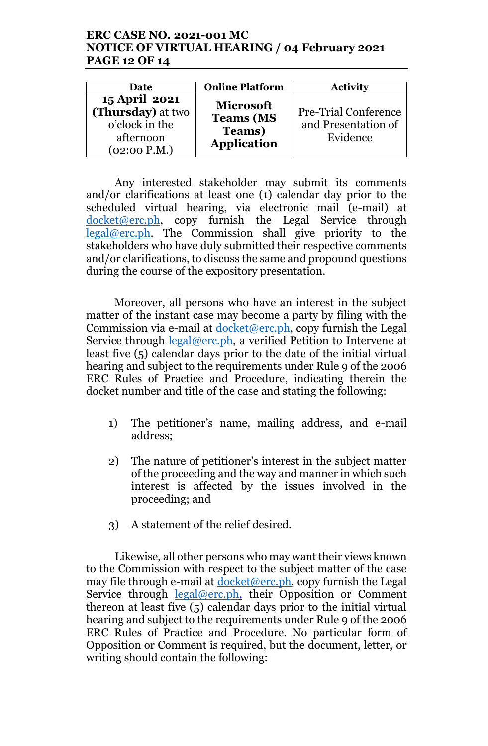| Date | Online Platform | Activity |
|---|---|---|
| **15 April 2021 (Thursday)** at two o'clock in the afternoon (02:00 P.M.) | **Microsoft Teams (MS Teams) Application** | Pre-Trial Conference and Presentation of Evidence |

Any interested stakeholder may submit its comments and/or clarifications at least one (1) calendar day prior to the scheduled virtual hearing, via electronic mail (e-mail) at docket@erc.ph, copy furnish the Legal Service through legal@erc.ph. The Commission shall give priority to the stakeholders who have duly submitted their respective comments and/or clarifications, to discuss the same and propound questions during the course of the expository presentation.

Moreover, all persons who have an interest in the subject matter of the instant case may become a party by filing with the Commission via e-mail at docket@erc.ph, copy furnish the Legal Service through legal@erc.ph, a verified Petition to Intervene at least five (5) calendar days prior to the date of the initial virtual hearing and subject to the requirements under Rule 9 of the 2006 ERC Rules of Practice and Procedure, indicating therein the docket number and title of the case and stating the following:

1) The petitioner's name, mailing address, and e-mail address;

2) The nature of petitioner's interest in the subject matter of the proceeding and the way and manner in which such interest is affected by the issues involved in the proceeding; and

3) A statement of the relief desired.

Likewise, all other persons who may want their views known to the Commission with respect to the subject matter of the case may file through e-mail at docket@erc.ph, copy furnish the Legal Service through legal@erc.ph, their Opposition or Comment thereon at least five (5) calendar days prior to the initial virtual hearing and subject to the requirements under Rule 9 of the 2006 ERC Rules of Practice and Procedure. No particular form of Opposition or Comment is required, but the document, letter, or writing should contain the following: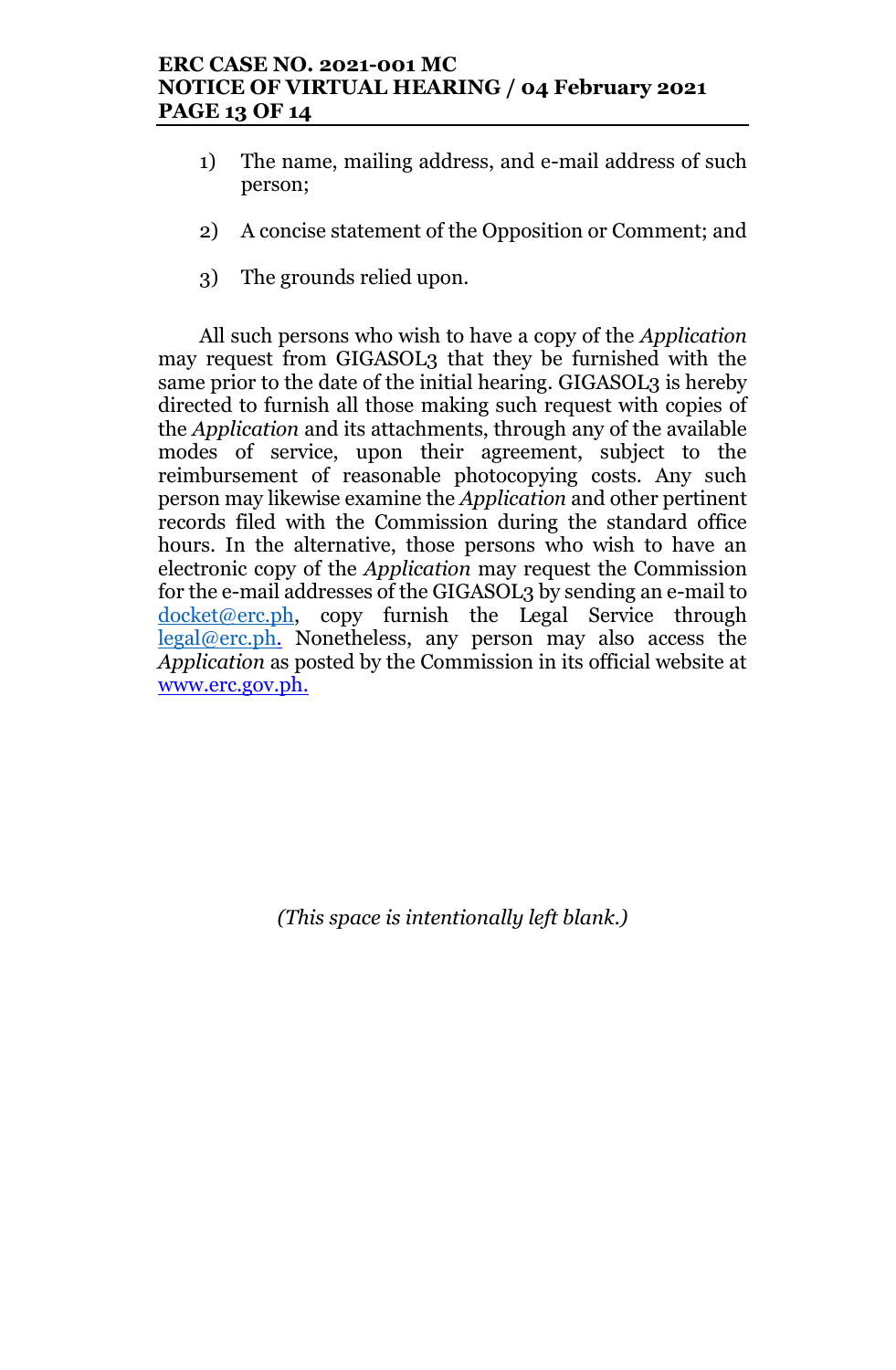1) The name, mailing address, and e-mail address of such person;

2) A concise statement of the Opposition or Comment; and

3) The grounds relied upon.

All such persons who wish to have a copy of the *Application* may request from GIGASOL3 that they be furnished with the same prior to the date of the initial hearing. GIGASOL3 is hereby directed to furnish all those making such request with copies of the *Application* and its attachments, through any of the available modes of service, upon their agreement, subject to the reimbursement of reasonable photocopying costs. Any such person may likewise examine the *Application* and other pertinent records filed with the Commission during the standard office hours. In the alternative, those persons who wish to have an electronic copy of the *Application* may request the Commission for the e-mail addresses of the GIGASOL3 by sending an e-mail to docket@erc.ph, copy furnish the Legal Service through legal@erc.ph. Nonetheless, any person may also access the *Application* as posted by the Commission in its official website at www.erc.gov.ph.

*(This space is intentionally left blank.)*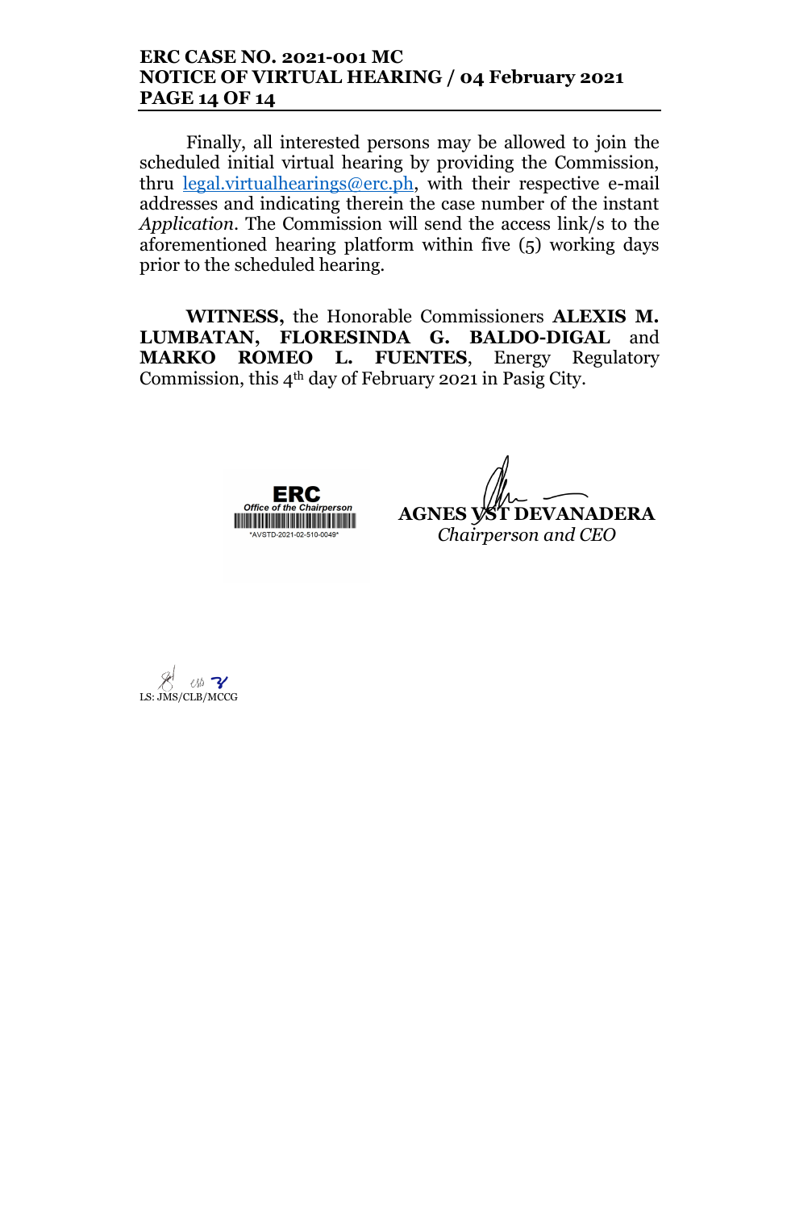Finally, all interested persons may be allowed to join the scheduled initial virtual hearing by providing the Commission, thru legal.virtualhearings@erc.ph, with their respective e-mail addresses and indicating therein the case number of the instant *Application*. The Commission will send the access link/s to the aforementioned hearing platform within five (5) working days prior to the scheduled hearing.

**WITNESS,** the Honorable Commissioners **ALEXIS M. LUMBATAN, FLORESINDA G. BALDO-DIGAL** and **MARKO ROMEO L. FUENTES**, Energy Regulatory Commission, this 4th day of February 2021 in Pasig City.

ERC
Office of the Chairperson
*AVSTD-2021-02-510-0049*

**AGNES VST DEVANADERA**
*Chairperson and CEO*

LS: JMS/CLB/MCCG